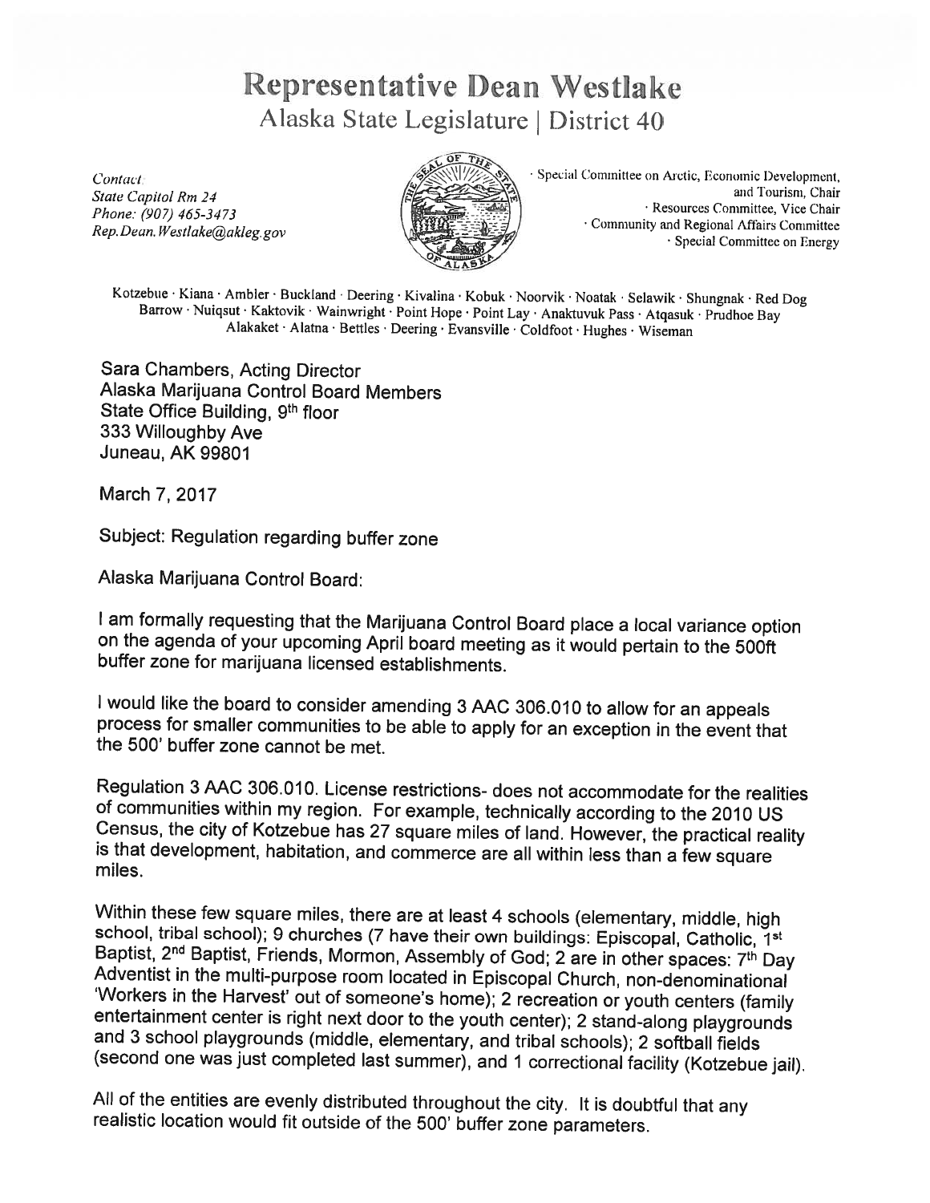# Representative Dean Westlake

## Alaska State Legislature | District 40

*Contact:*
*State Capitol Rm 24*
*Phone: (907) 465-3473*
*Rep.Dean.Westlake@akleg.gov*

· Special Committee on Arctic, Economic Development, and Tourism, Chair
· Resources Committee, Vice Chair
· Community and Regional Affairs Committee
· Special Committee on Energy

Kotzebue · Kiana · Ambler · Buckland · Deering · Kivalina · Kobuk · Noorvik · Noatak · Selawik · Shungnak · Red Dog
Barrow · Nuiqsut · Kaktovik · Wainwright · Point Hope · Point Lay · Anaktuvuk Pass · Atqasuk · Prudhoe Bay
Alakaket · Alatna · Bettles · Deering · Evansville · Coldfoot · Hughes · Wiseman

Sara Chambers, Acting Director
Alaska Marijuana Control Board Members
State Office Building, 9th floor
333 Willoughby Ave
Juneau, AK 99801

March 7, 2017

Subject: Regulation regarding buffer zone

Alaska Marijuana Control Board:

I am formally requesting that the Marijuana Control Board place a local variance option on the agenda of your upcoming April board meeting as it would pertain to the 500ft buffer zone for marijuana licensed establishments.

I would like the board to consider amending 3 AAC 306.010 to allow for an appeals process for smaller communities to be able to apply for an exception in the event that the 500' buffer zone cannot be met.

Regulation 3 AAC 306.010. License restrictions- does not accommodate for the realities of communities within my region. For example, technically according to the 2010 US Census, the city of Kotzebue has 27 square miles of land. However, the practical reality is that development, habitation, and commerce are all within less than a few square miles.

Within these few square miles, there are at least 4 schools (elementary, middle, high school, tribal school); 9 churches (7 have their own buildings: Episcopal, Catholic, 1st Baptist, 2nd Baptist, Friends, Mormon, Assembly of God; 2 are in other spaces: 7th Day Adventist in the multi-purpose room located in Episcopal Church, non-denominational 'Workers in the Harvest' out of someone's home); 2 recreation or youth centers (family entertainment center is right next door to the youth center); 2 stand-along playgrounds and 3 school playgrounds (middle, elementary, and tribal schools); 2 softball fields (second one was just completed last summer), and 1 correctional facility (Kotzebue jail).

All of the entities are evenly distributed throughout the city. It is doubtful that any realistic location would fit outside of the 500' buffer zone parameters.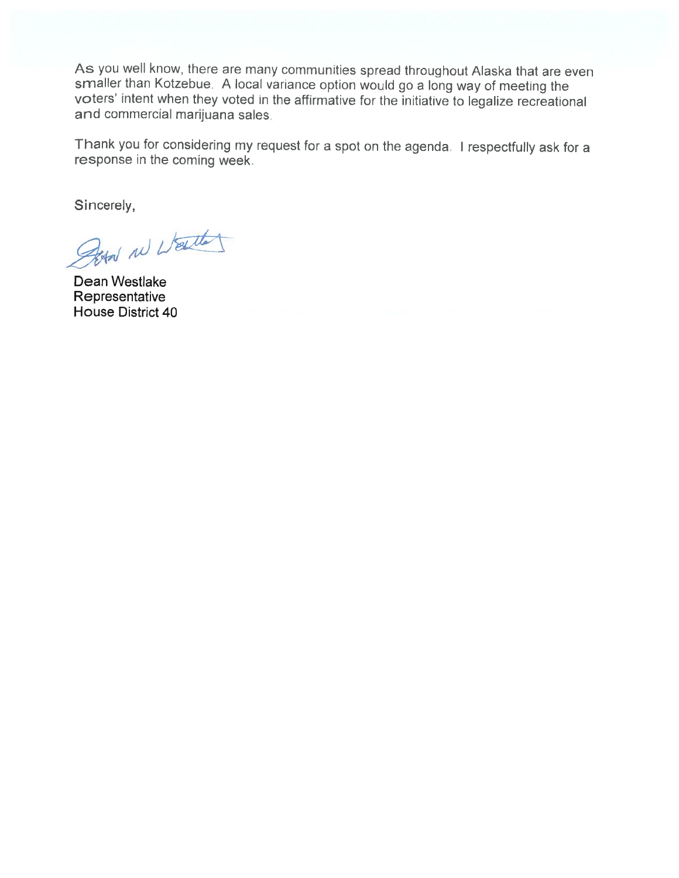As you well know, there are many communities spread throughout Alaska that are even smaller than Kotzebue. A local variance option would go a long way of meeting the voters' intent when they voted in the affirmative for the initiative to legalize recreational and commercial marijuana sales.

Thank you for considering my request for a spot on the agenda. I respectfully ask for a response in the coming week.

Sincerely,

Dean Westlake
Representative
House District 40